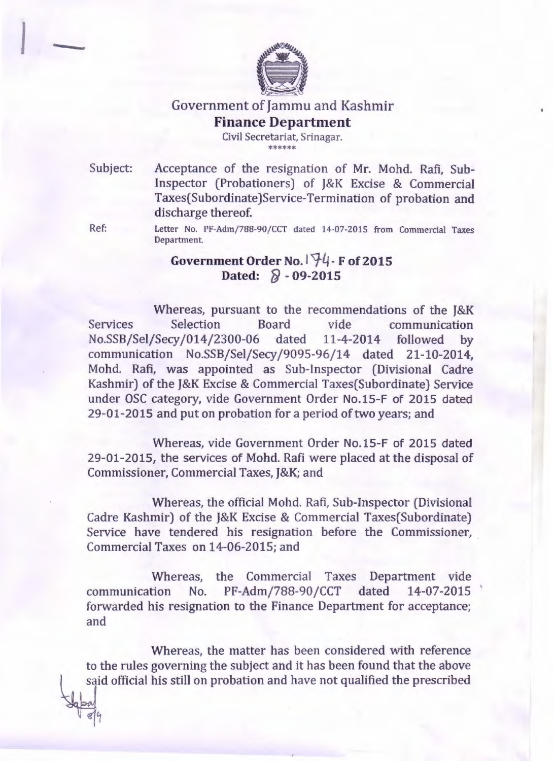Government of Jammu and Kashmir

**Finance Department**

Civil Secretariat, Srinagar.

******

Subject: Acceptance of the resignation of Mr. Mohd. Rafi, Sub-Inspector (Probationers) of J&K Excise & Commercial Taxes(Subordinate)Service-Termination of probation and discharge thereof.

Ref: Letter No. PF-Adm/788-90/CCT dated 14-07-2015 from Commercial Taxes Department.

**Government Order No. 174- F of 2015**
**Dated: 8 - 09-2015**

Whereas, pursuant to the recommendations of the J&K Services Selection Board vide communication No.SSB/Sel/Secy/014/2300-06 dated 11-4-2014 followed by communication No.SSB/Sel/Secy/9095-96/14 dated 21-10-2014, Mohd. Rafi, was appointed as Sub-Inspector (Divisional Cadre Kashmir) of the J&K Excise & Commercial Taxes(Subordinate) Service under OSC category, vide Government Order No.15-F of 2015 dated 29-01-2015 and put on probation for a period of two years; and

Whereas, vide Government Order No.15-F of 2015 dated 29-01-2015, the services of Mohd. Rafi were placed at the disposal of Commissioner, Commercial Taxes, J&K; and

Whereas, the official Mohd. Rafi, Sub-Inspector (Divisional Cadre Kashmir) of the J&K Excise & Commercial Taxes(Subordinate) Service have tendered his resignation before the Commissioner, Commercial Taxes on 14-06-2015; and

Whereas, the Commercial Taxes Department vide communication No. PF-Adm/788-90/CCT dated 14-07-2015 forwarded his resignation to the Finance Department for acceptance; and

Whereas, the matter has been considered with reference to the rules governing the subject and it has been found that the above said official his still on probation and have not qualified the prescribed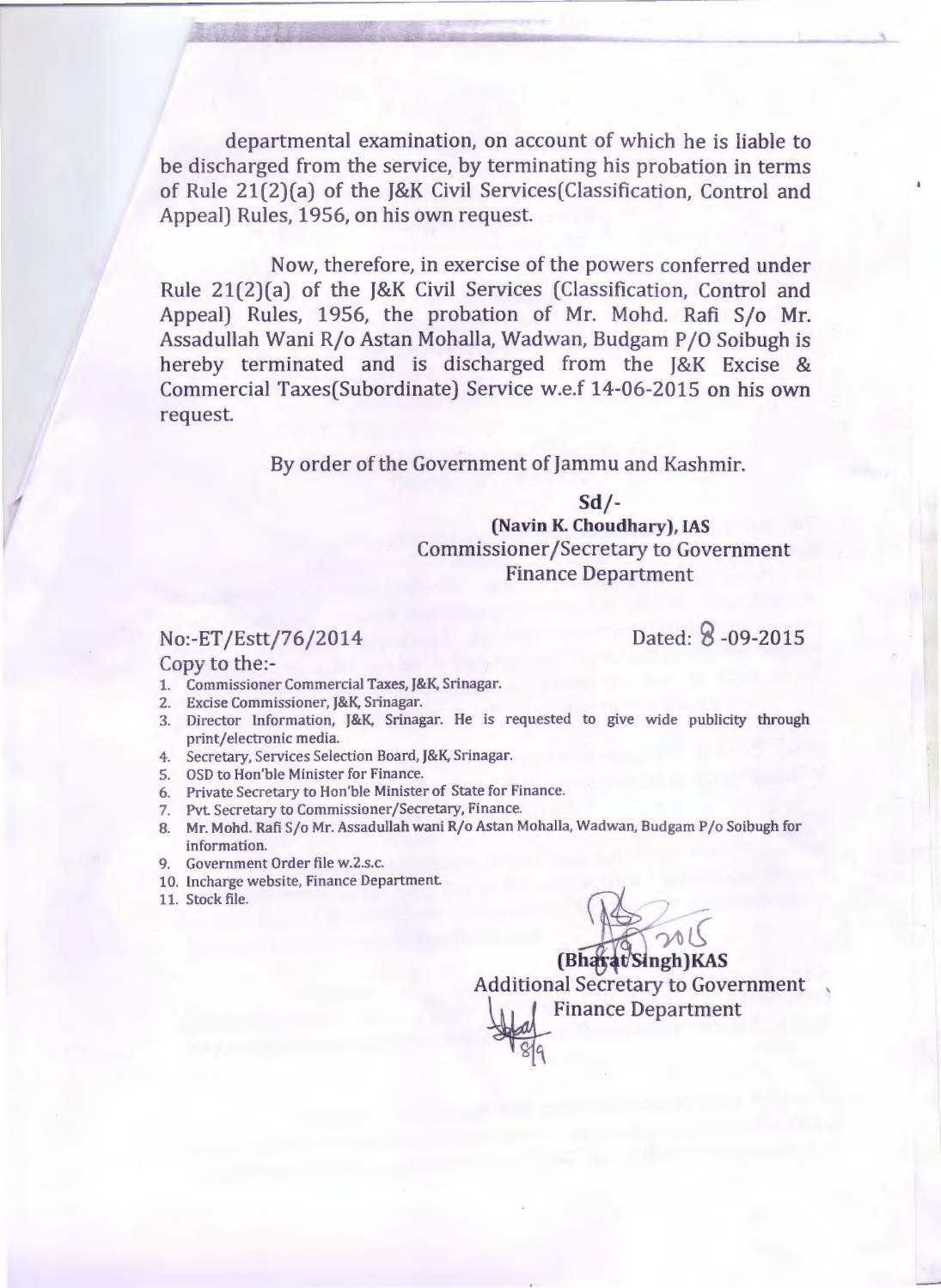departmental examination, on account of which he is liable to be discharged from the service, by terminating his probation in terms of Rule 21(2)(a) of the J&K Civil Services(Classification, Control and Appeal) Rules, 1956, on his own request.

Now, therefore, in exercise of the powers conferred under Rule 21(2)(a) of the J&K Civil Services (Classification, Control and Appeal) Rules, 1956, the probation of Mr. Mohd. Rafi S/o Mr. Assadullah Wani R/o Astan Mohalla, Wadwan, Budgam P/O Soibugh is hereby terminated and is discharged from the J&K Excise & Commercial Taxes(Subordinate) Service w.e.f 14-06-2015 on his own request.

By order of the Government of Jammu and Kashmir.

Sd/-
**(Navin K. Choudhary), IAS**
Commissioner/Secretary to Government
Finance Department

No:-ET/Estt/76/2014 Dated: 8 -09-2015

Copy to the:-

1. Commissioner Commercial Taxes, J&K, Srinagar.
2. Excise Commissioner, J&K, Srinagar.
3. Director Information, J&K, Srinagar. He is requested to give wide publicity through print/electronic media.
4. Secretary, Services Selection Board, J&K, Srinagar.
5. OSD to Hon'ble Minister for Finance.
6. Private Secretary to Hon'ble Minister of State for Finance.
7. Pvt. Secretary to Commissioner/Secretary, Finance.
8. Mr. Mohd. Rafi S/o Mr. Assadullah wani R/o Astan Mohalla, Wadwan, Budgam P/o Soibugh for information.
9. Government Order file w.2.s.c.
10. Incharge website, Finance Department.
11. Stock file.

**(Bharat Singh)KAS**
Additional Secretary to Government
Finance Department